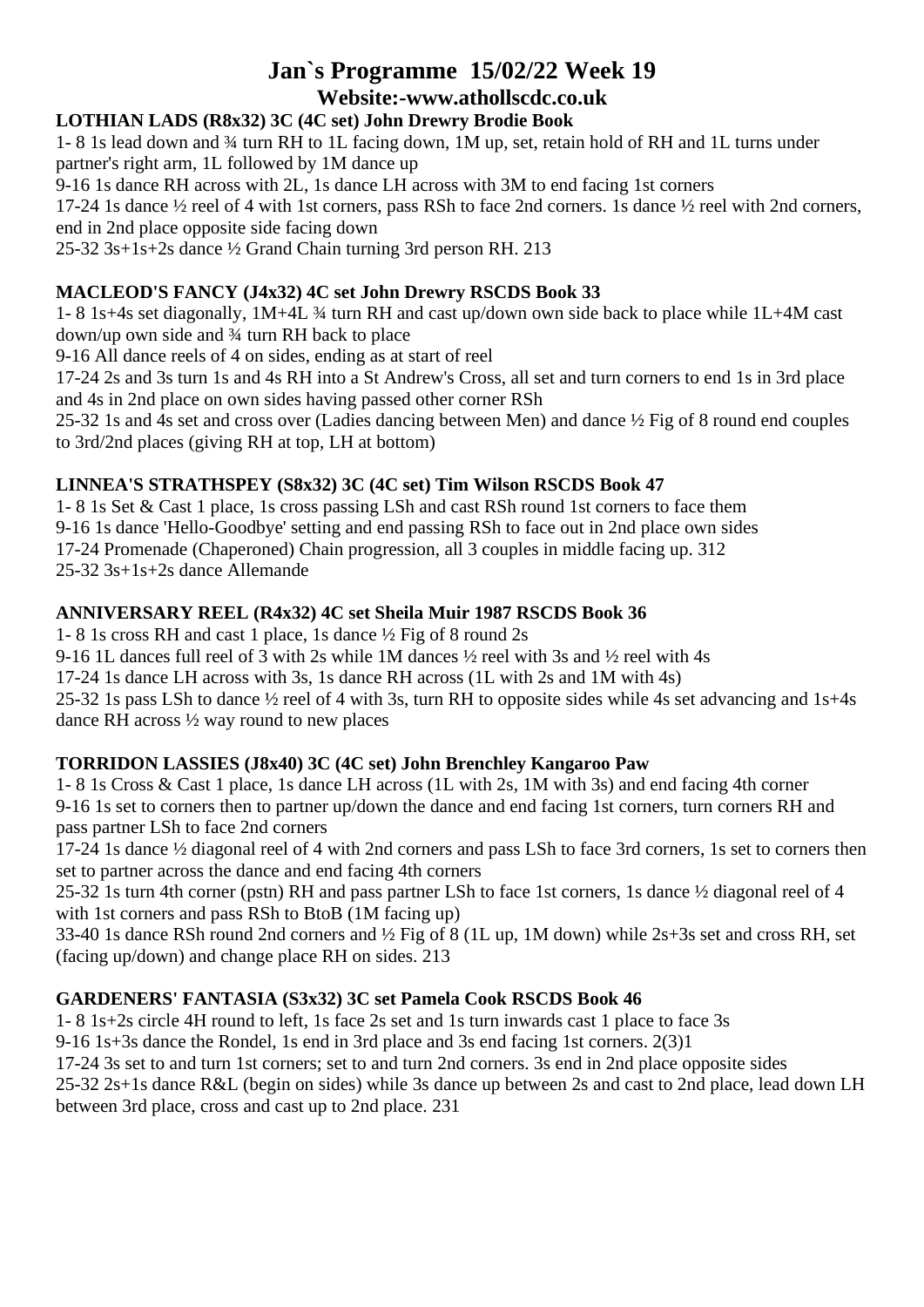# Jan`s Programme 15/02/22 Week 19

## Website:-www.athollscdc.co.uk

### LOTHIAN LADS (R8x32) 3C (4C set) John Drewry Brodie Book

1- 8 1s lead down and ¾ turn RH to 1L facing down, 1M up, set, retain hold of RH and 1L turns under partner's right arm, 1L followed by 1M dance up

9-16 1s dance RH across with 2L, 1s dance LH across with 3M to end facing 1st corners

17-24 1s dance ½ reel of 4 with 1st corners, pass RSh to face 2nd corners. 1s dance ½ reel with 2nd corners, end in 2nd place opposite side facing down

25-32 3s+1s+2s dance ½ Grand Chain turning 3rd person RH. 213

### MACLEOD'S FANCY (J4x32) 4C set John Drewry RSCDS Book 33

1- 8 1s+4s set diagonally, 1M+4L ¾ turn RH and cast up/down own side back to place while 1L+4M cast down/up own side and ¾ turn RH back to place

9-16 All dance reels of 4 on sides, ending as at start of reel

17-24 2s and 3s turn 1s and 4s RH into a St Andrew's Cross, all set and turn corners to end 1s in 3rd place and 4s in 2nd place on own sides having passed other corner RSh

25-32 1s and 4s set and cross over (Ladies dancing between Men) and dance ½ Fig of 8 round end couples to 3rd/2nd places (giving RH at top, LH at bottom)

### LINNEA'S STRATHSPEY (S8x32) 3C (4C set) Tim Wilson RSCDS Book 47

1- 8 1s Set & Cast 1 place, 1s cross passing LSh and cast RSh round 1st corners to face them

9-16 1s dance 'Hello-Goodbye' setting and end passing RSh to face out in 2nd place own sides

17-24 Promenade (Chaperoned) Chain progression, all 3 couples in middle facing up. 312

25-32 3s+1s+2s dance Allemande

### ANNIVERSARY REEL (R4x32) 4C set Sheila Muir 1987 RSCDS Book 36

1- 8 1s cross RH and cast 1 place, 1s dance ½ Fig of 8 round 2s

9-16 1L dances full reel of 3 with 2s while 1M dances ½ reel with 3s and ½ reel with 4s

17-24 1s dance LH across with 3s, 1s dance RH across (1L with 2s and 1M with 4s)

25-32 1s pass LSh to dance ½ reel of 4 with 3s, turn RH to opposite sides while 4s set advancing and 1s+4s dance RH across ½ way round to new places

### TORRIDON LASSIES (J8x40) 3C (4C set) John Brenchley Kangaroo Paw

1- 8 1s Cross & Cast 1 place, 1s dance LH across (1L with 2s, 1M with 3s) and end facing 4th corner

9-16 1s set to corners then to partner up/down the dance and end facing 1st corners, turn corners RH and pass partner LSh to face 2nd corners

17-24 1s dance ½ diagonal reel of 4 with 2nd corners and pass LSh to face 3rd corners, 1s set to corners then set to partner across the dance and end facing 4th corners

25-32 1s turn 4th corner (pstn) RH and pass partner LSh to face 1st corners, 1s dance ½ diagonal reel of 4 with 1st corners and pass RSh to BtoB (1M facing up)

33-40 1s dance RSh round 2nd corners and ½ Fig of 8 (1L up, 1M down) while 2s+3s set and cross RH, set (facing up/down) and change place RH on sides. 213

### GARDENERS' FANTASIA (S3x32) 3C set Pamela Cook RSCDS Book 46

1- 8 1s+2s circle 4H round to left, 1s face 2s set and 1s turn inwards cast 1 place to face 3s

9-16 1s+3s dance the Rondel, 1s end in 3rd place and 3s end facing 1st corners. 2(3)1

17-24 3s set to and turn 1st corners; set to and turn 2nd corners. 3s end in 2nd place opposite sides

25-32 2s+1s dance R&L (begin on sides) while 3s dance up between 2s and cast to 2nd place, lead down LH between 3rd place, cross and cast up to 2nd place. 231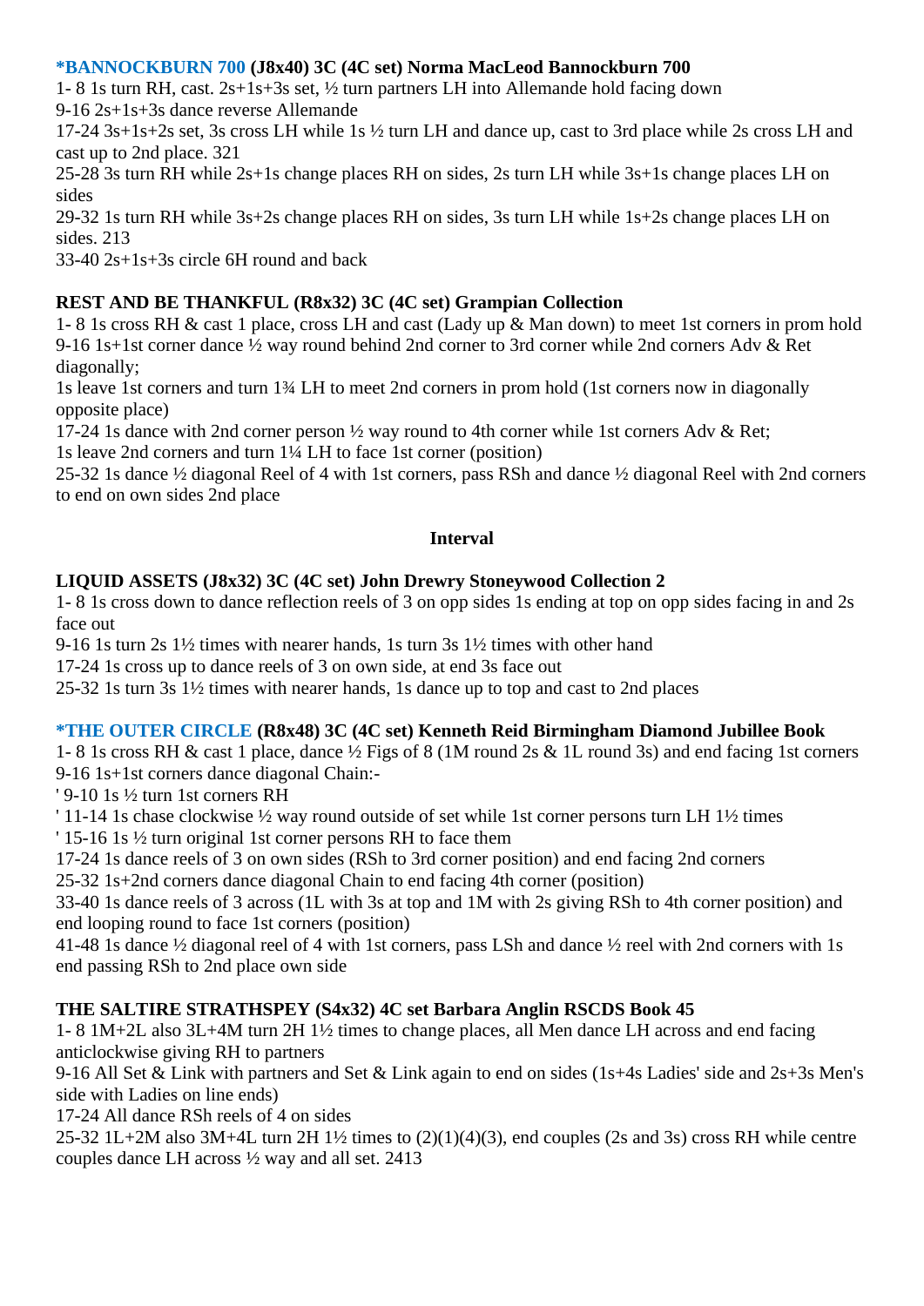**\*BANNOCKBURN 700 (J8x40) 3C (4C set) Norma MacLeod Bannockburn 700**

1- 8 1s turn RH, cast. 2s+1s+3s set, ½ turn partners LH into Allemande hold facing down
9-16 2s+1s+3s dance reverse Allemande
17-24 3s+1s+2s set, 3s cross LH while 1s ½ turn LH and dance up, cast to 3rd place while 2s cross LH and cast up to 2nd place. 321
25-28 3s turn RH while 2s+1s change places RH on sides, 2s turn LH while 3s+1s change places LH on sides
29-32 1s turn RH while 3s+2s change places RH on sides, 3s turn LH while 1s+2s change places LH on sides. 213
33-40 2s+1s+3s circle 6H round and back

**REST AND BE THANKFUL (R8x32) 3C (4C set) Grampian Collection**

1- 8 1s cross RH & cast 1 place, cross LH and cast (Lady up & Man down) to meet 1st corners in prom hold
9-16 1s+1st corner dance ½ way round behind 2nd corner to 3rd corner while 2nd corners Adv & Ret diagonally;
1s leave 1st corners and turn 1¾ LH to meet 2nd corners in prom hold (1st corners now in diagonally opposite place)
17-24 1s dance with 2nd corner person ½ way round to 4th corner while 1st corners Adv & Ret;
1s leave 2nd corners and turn 1¼ LH to face 1st corner (position)
25-32 1s dance ½ diagonal Reel of 4 with 1st corners, pass RSh and dance ½ diagonal Reel with 2nd corners to end on own sides 2nd place

**Interval**

**LIQUID ASSETS (J8x32) 3C (4C set) John Drewry Stoneywood Collection 2**

1- 8 1s cross down to dance reflection reels of 3 on opp sides 1s ending at top on opp sides facing in and 2s face out
9-16 1s turn 2s 1½ times with nearer hands, 1s turn 3s 1½ times with other hand
17-24 1s cross up to dance reels of 3 on own side, at end 3s face out
25-32 1s turn 3s 1½ times with nearer hands, 1s dance up to top and cast to 2nd places

**\*THE OUTER CIRCLE (R8x48) 3C (4C set) Kenneth Reid Birmingham Diamond Jubillee Book**

1- 8 1s cross RH & cast 1 place, dance ½ Figs of 8 (1M round 2s & 1L round 3s) and end facing 1st corners
9-16 1s+1st corners dance diagonal Chain:-
' 9-10 1s ½ turn 1st corners RH
' 11-14 1s chase clockwise ½ way round outside of set while 1st corner persons turn LH 1½ times
' 15-16 1s ½ turn original 1st corner persons RH to face them
17-24 1s dance reels of 3 on own sides (RSh to 3rd corner position) and end facing 2nd corners
25-32 1s+2nd corners dance diagonal Chain to end facing 4th corner (position)
33-40 1s dance reels of 3 across (1L with 3s at top and 1M with 2s giving RSh to 4th corner position) and end looping round to face 1st corners (position)
41-48 1s dance ½ diagonal reel of 4 with 1st corners, pass LSh and dance ½ reel with 2nd corners with 1s end passing RSh to 2nd place own side

**THE SALTIRE STRATHSPEY (S4x32) 4C set Barbara Anglin RSCDS Book 45**

1- 8 1M+2L also 3L+4M turn 2H 1½ times to change places, all Men dance LH across and end facing anticlockwise giving RH to partners
9-16 All Set & Link with partners and Set & Link again to end on sides (1s+4s Ladies' side and 2s+3s Men's side with Ladies on line ends)
17-24 All dance RSh reels of 4 on sides
25-32 1L+2M also 3M+4L turn 2H 1½ times to (2)(1)(4)(3), end couples (2s and 3s) cross RH while centre couples dance LH across ½ way and all set. 2413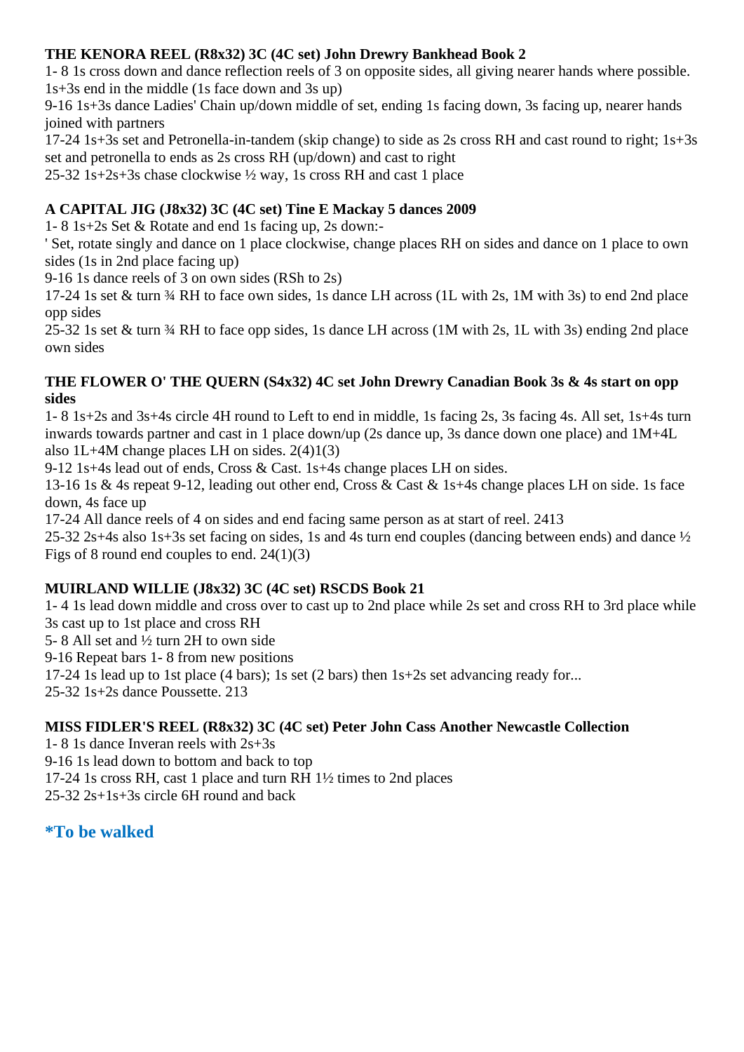**THE KENORA REEL (R8x32) 3C (4C set) John Drewry Bankhead Book 2**

1- 8 1s cross down and dance reflection reels of 3 on opposite sides, all giving nearer hands where possible. 1s+3s end in the middle (1s face down and 3s up)

9-16 1s+3s dance Ladies' Chain up/down middle of set, ending 1s facing down, 3s facing up, nearer hands joined with partners

17-24 1s+3s set and Petronella-in-tandem (skip change) to side as 2s cross RH and cast round to right; 1s+3s set and petronella to ends as 2s cross RH (up/down) and cast to right

25-32 1s+2s+3s chase clockwise ½ way, 1s cross RH and cast 1 place

**A CAPITAL JIG (J8x32) 3C (4C set) Tine E Mackay 5 dances 2009**

1- 8 1s+2s Set & Rotate and end 1s facing up, 2s down:-

' Set, rotate singly and dance on 1 place clockwise, change places RH on sides and dance on 1 place to own sides (1s in 2nd place facing up)

9-16 1s dance reels of 3 on own sides (RSh to 2s)

17-24 1s set & turn ¾ RH to face own sides, 1s dance LH across (1L with 2s, 1M with 3s) to end 2nd place opp sides

25-32 1s set & turn ¾ RH to face opp sides, 1s dance LH across (1M with 2s, 1L with 3s) ending 2nd place own sides

**THE FLOWER O' THE QUERN (S4x32) 4C set John Drewry Canadian Book 3s & 4s start on opp sides**

1- 8 1s+2s and 3s+4s circle 4H round to Left to end in middle, 1s facing 2s, 3s facing 4s. All set, 1s+4s turn inwards towards partner and cast in 1 place down/up (2s dance up, 3s dance down one place) and 1M+4L also 1L+4M change places LH on sides. 2(4)1(3)

9-12 1s+4s lead out of ends, Cross & Cast. 1s+4s change places LH on sides.

13-16 1s & 4s repeat 9-12, leading out other end, Cross & Cast & 1s+4s change places LH on side. 1s face down, 4s face up

17-24 All dance reels of 4 on sides and end facing same person as at start of reel. 2413

25-32 2s+4s also 1s+3s set facing on sides, 1s and 4s turn end couples (dancing between ends) and dance ½ Figs of 8 round end couples to end. 24(1)(3)

**MUIRLAND WILLIE (J8x32) 3C (4C set) RSCDS Book 21**

1- 4 1s lead down middle and cross over to cast up to 2nd place while 2s set and cross RH to 3rd place while 3s cast up to 1st place and cross RH

5- 8 All set and ½ turn 2H to own side

9-16 Repeat bars 1- 8 from new positions

17-24 1s lead up to 1st place (4 bars); 1s set (2 bars) then 1s+2s set advancing ready for...

25-32 1s+2s dance Poussette. 213

**MISS FIDLER'S REEL (R8x32) 3C (4C set) Peter John Cass Another Newcastle Collection**

1- 8 1s dance Inveran reels with 2s+3s

9-16 1s lead down to bottom and back to top

17-24 1s cross RH, cast 1 place and turn RH 1½ times to 2nd places

25-32 2s+1s+3s circle 6H round and back

## *To be walked